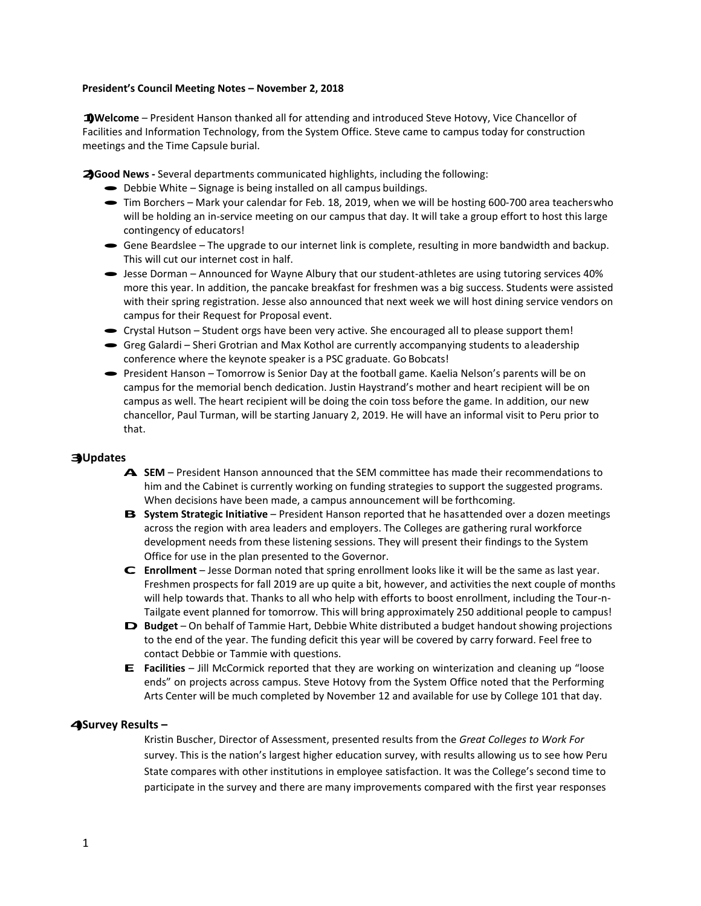**President's Council Meeting Notes – November 2, 2018**

1) **Welcome** – President Hanson thanked all for attending and introduced Steve Hotovy, Vice Chancellor of Facilities and Information Technology, from the System Office. Steve came to campus today for construction meetings and the Time Capsule burial.

2) **Good News -** Several departments communicated highlights, including the following:

- Debbie White – Signage is being installed on all campus buildings.
- Tim Borchers – Mark your calendar for Feb. 18, 2019, when we will be hosting 600-700 area teachers who will be holding an in-service meeting on our campus that day. It will take a group effort to host this large contingency of educators!
- Gene Beardslee – The upgrade to our internet link is complete, resulting in more bandwidth and backup. This will cut our internet cost in half.
- Jesse Dorman – Announced for Wayne Albury that our student-athletes are using tutoring services 40% more this year. In addition, the pancake breakfast for freshmen was a big success. Students were assisted with their spring registration. Jesse also announced that next week we will host dining service vendors on campus for their Request for Proposal event.
- Crystal Hutson – Student orgs have been very active. She encouraged all to please support them!
- Greg Galardi – Sheri Grotrian and Max Kothol are currently accompanying students to a leadership conference where the keynote speaker is a PSC graduate. Go Bobcats!
- President Hanson – Tomorrow is Senior Day at the football game. Kaelia Nelson's parents will be on campus for the memorial bench dedication. Justin Haystrand's mother and heart recipient will be on campus as well. The heart recipient will be doing the coin toss before the game. In addition, our new chancellor, Paul Turman, will be starting January 2, 2019. He will have an informal visit to Peru prior to that.

## 3) Updates

A. **SEM** – President Hanson announced that the SEM committee has made their recommendations to him and the Cabinet is currently working on funding strategies to support the suggested programs. When decisions have been made, a campus announcement will be forthcoming.

B. **System Strategic Initiative** – President Hanson reported that he has attended over a dozen meetings across the region with area leaders and employers. The Colleges are gathering rural workforce development needs from these listening sessions. They will present their findings to the System Office for use in the plan presented to the Governor.

C. **Enrollment** – Jesse Dorman noted that spring enrollment looks like it will be the same as last year. Freshmen prospects for fall 2019 are up quite a bit, however, and activities the next couple of months will help towards that. Thanks to all who help with efforts to boost enrollment, including the Tour-n-Tailgate event planned for tomorrow. This will bring approximately 250 additional people to campus!

D. **Budget** – On behalf of Tammie Hart, Debbie White distributed a budget handout showing projections to the end of the year. The funding deficit this year will be covered by carry forward. Feel free to contact Debbie or Tammie with questions.

E. **Facilities** – Jill McCormick reported that they are working on winterization and cleaning up "loose ends" on projects across campus. Steve Hotovy from the System Office noted that the Performing Arts Center will be much completed by November 12 and available for use by College 101 that day.

## 4) Survey Results –

Kristin Buscher, Director of Assessment, presented results from the *Great Colleges to Work For* survey. This is the nation's largest higher education survey, with results allowing us to see how Peru State compares with other institutions in employee satisfaction. It was the College's second time to participate in the survey and there are many improvements compared with the first year responses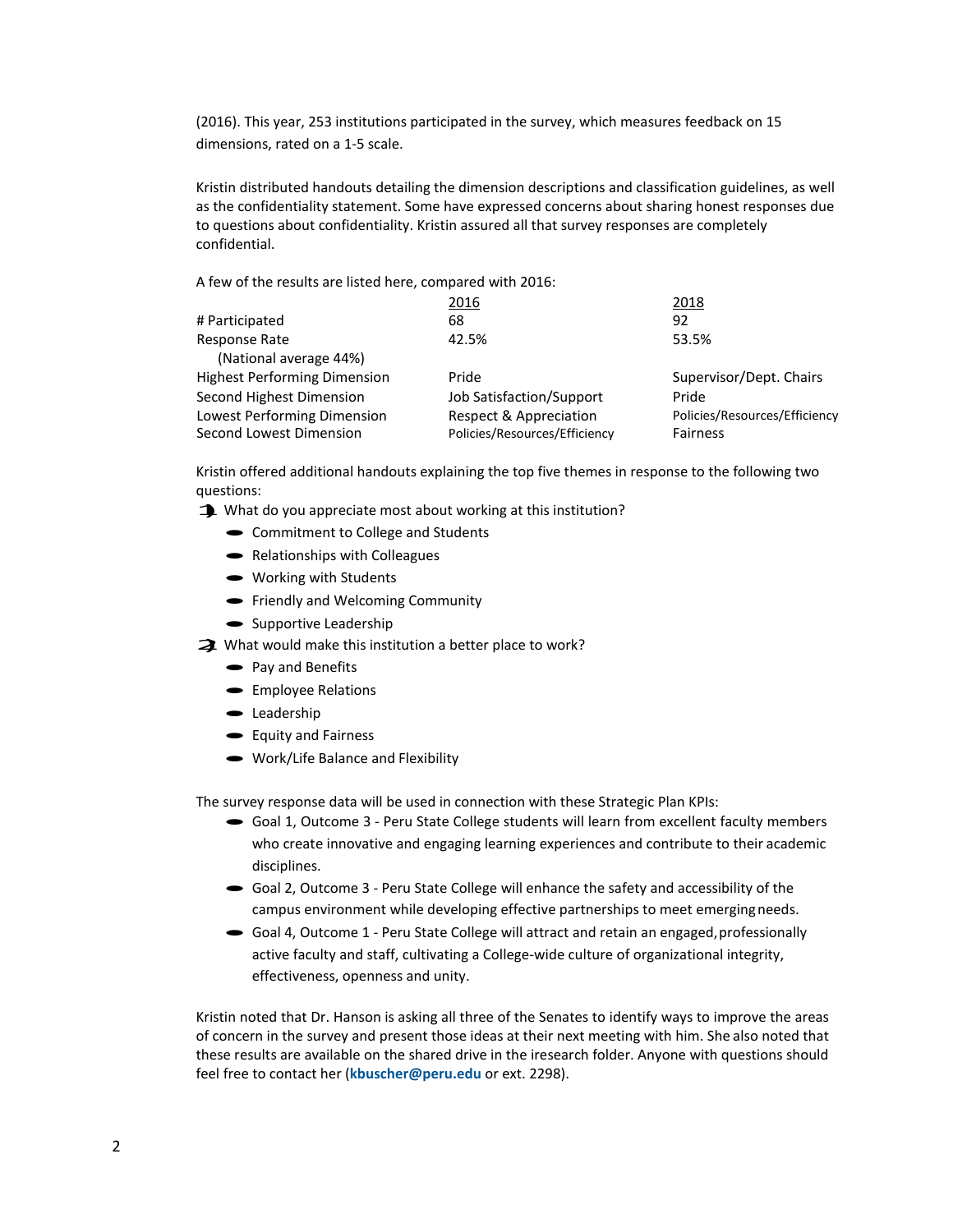(2016). This year, 253 institutions participated in the survey, which measures feedback on 15 dimensions, rated on a 1-5 scale.

Kristin distributed handouts detailing the dimension descriptions and classification guidelines, as well as the confidentiality statement. Some have expressed concerns about sharing honest responses due to questions about confidentiality. Kristin assured all that survey responses are completely confidential.

A few of the results are listed here, compared with 2016:

| | 2016 | 2018 |
|---|---|---|
| # Participated | 68 | 92 |
| Response Rate | 42.5% | 53.5% |
| (National average 44%) | | |
| Highest Performing Dimension | Pride | Supervisor/Dept. Chairs |
| Second Highest Dimension | Job Satisfaction/Support | Pride |
| Lowest Performing Dimension | Respect & Appreciation | Policies/Resources/Efficiency |
| Second Lowest Dimension | Policies/Resources/Efficiency | Fairness |

Kristin offered additional handouts explaining the top five themes in response to the following two questions:

1. What do you appreciate most about working at this institution?
   - Commitment to College and Students
   - Relationships with Colleagues
   - Working with Students
   - Friendly and Welcoming Community
   - Supportive Leadership
2. What would make this institution a better place to work?
   - Pay and Benefits
   - Employee Relations
   - Leadership
   - Equity and Fairness
   - Work/Life Balance and Flexibility

The survey response data will be used in connection with these Strategic Plan KPIs:

- Goal 1, Outcome 3 - Peru State College students will learn from excellent faculty members who create innovative and engaging learning experiences and contribute to their academic disciplines.
- Goal 2, Outcome 3 - Peru State College will enhance the safety and accessibility of the campus environment while developing effective partnerships to meet emerging needs.
- Goal 4, Outcome 1 - Peru State College will attract and retain an engaged, professionally active faculty and staff, cultivating a College-wide culture of organizational integrity, effectiveness, openness and unity.

Kristin noted that Dr. Hanson is asking all three of the Senates to identify ways to improve the areas of concern in the survey and present those ideas at their next meeting with him. She also noted that these results are available on the shared drive in the iresearch folder. Anyone with questions should feel free to contact her (**kbuscher@peru.edu** or ext. 2298).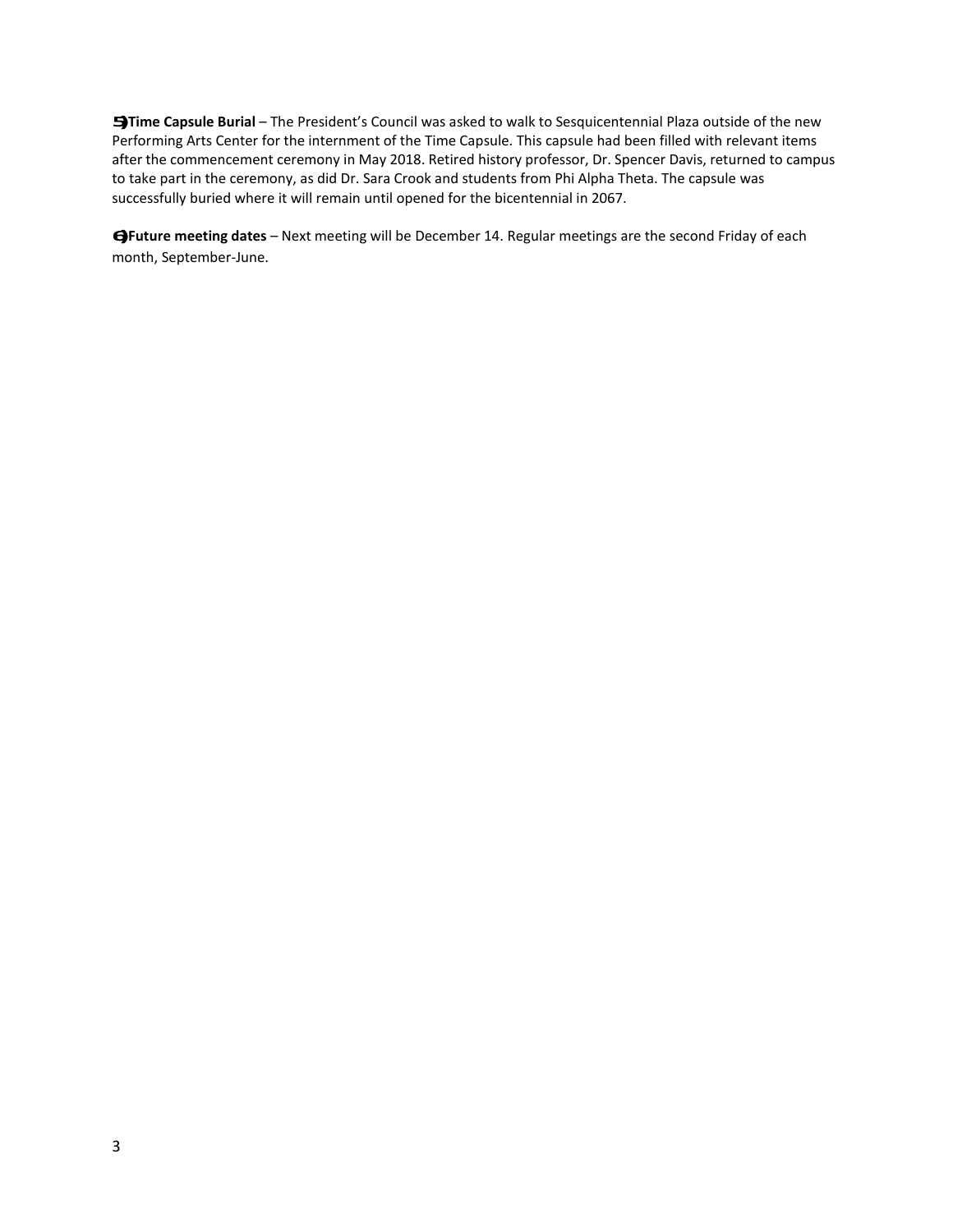5) **Time Capsule Burial** – The President's Council was asked to walk to Sesquicentennial Plaza outside of the new Performing Arts Center for the internment of the Time Capsule. This capsule had been filled with relevant items after the commencement ceremony in May 2018. Retired history professor, Dr. Spencer Davis, returned to campus to take part in the ceremony, as did Dr. Sara Crook and students from Phi Alpha Theta. The capsule was successfully buried where it will remain until opened for the bicentennial in 2067.

6) **Future meeting dates** – Next meeting will be December 14. Regular meetings are the second Friday of each month, September-June.